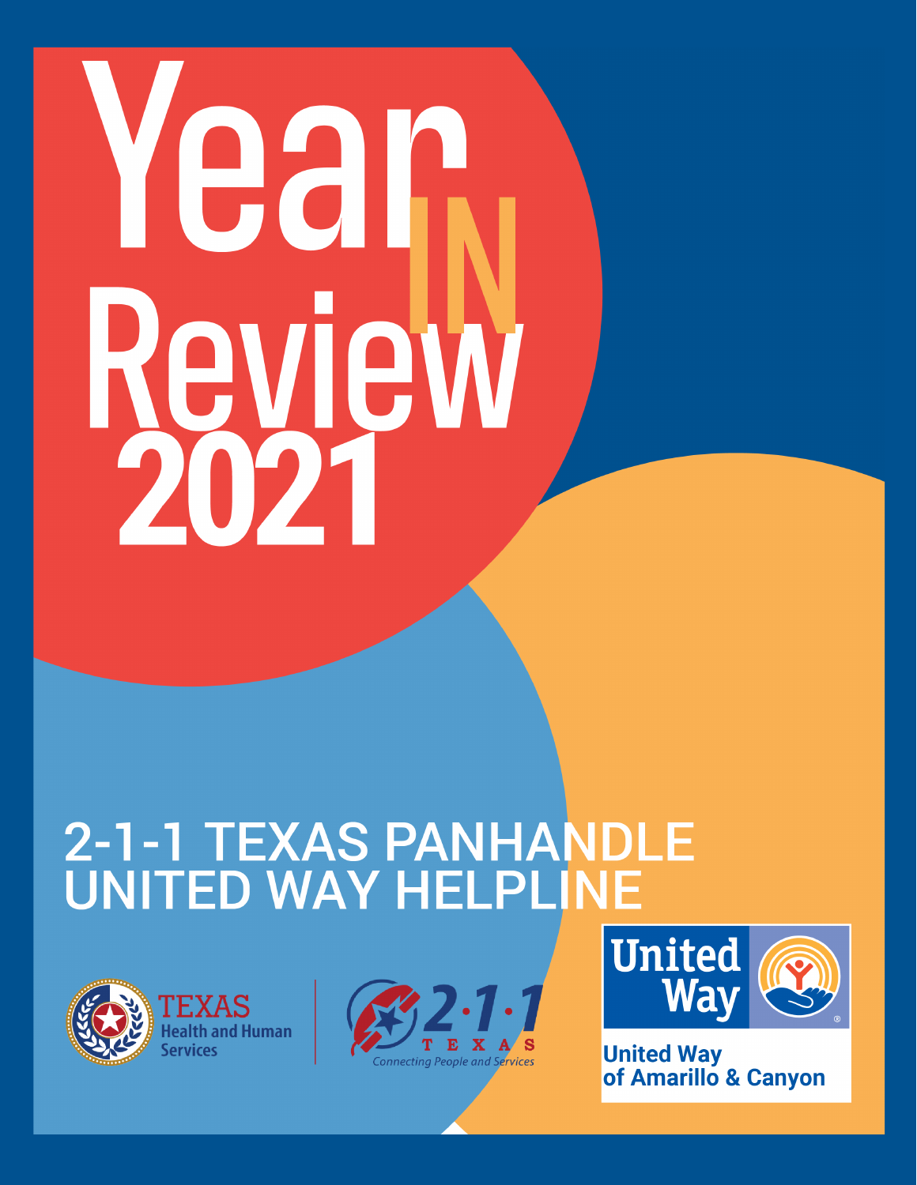# Year IN Review 2021

## 2-1-1 TEXAS PANHANDLE UNITED WAY HELPLINE

TEXAS Health and Human Services

2·1·1 TEXAS Connecting People and Services

United Way

United Way of Amarillo & Canyon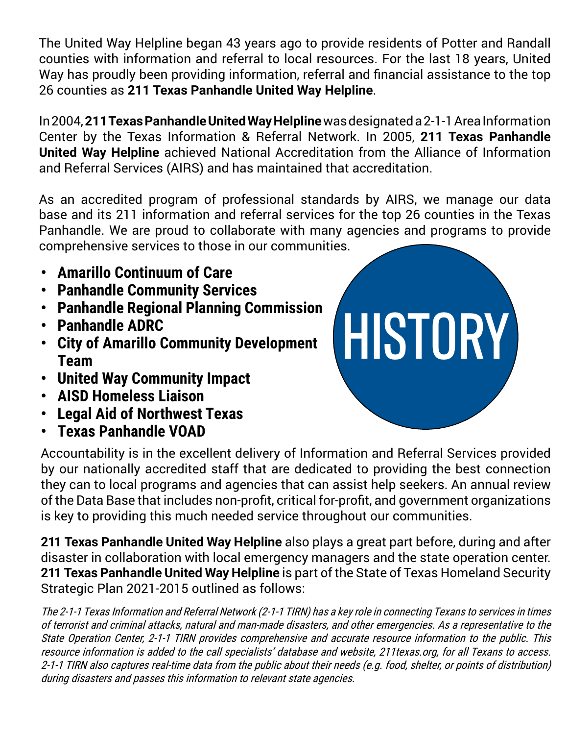# HISTORY

The United Way Helpline began 43 years ago to provide residents of Potter and Randall counties with information and referral to local resources. For the last 18 years, United Way has proudly been providing information, referral and financial assistance to the top 26 counties as **211 Texas Panhandle United Way Helpline**.

In 2004, **211 Texas Panhandle United Way Helpline** was designated a 2-1-1 Area Information Center by the Texas Information & Referral Network. In 2005, **211 Texas Panhandle United Way Helpline** achieved National Accreditation from the Alliance of Information and Referral Services (AIRS) and has maintained that accreditation.

As an accredited program of professional standards by AIRS, we manage our data base and its 211 information and referral services for the top 26 counties in the Texas Panhandle. We are proud to collaborate with many agencies and programs to provide comprehensive services to those in our communities.

- **Amarillo Continuum of Care**
- **Panhandle Community Services**
- **Panhandle Regional Planning Commission**
- **Panhandle ADRC**
- **City of Amarillo Community Development Team**
- **United Way Community Impact**
- **AISD Homeless Liaison**
- **Legal Aid of Northwest Texas**
- **Texas Panhandle VOAD**

Accountability is in the excellent delivery of Information and Referral Services provided by our nationally accredited staff that are dedicated to providing the best connection they can to local programs and agencies that can assist help seekers. An annual review of the Data Base that includes non-profit, critical for-profit, and government organizations is key to providing this much needed service throughout our communities.

**211 Texas Panhandle United Way Helpline** also plays a great part before, during and after disaster in collaboration with local emergency managers and the state operation center. **211 Texas Panhandle United Way Helpline** is part of the State of Texas Homeland Security Strategic Plan 2021-2015 outlined as follows:

*The 2-1-1 Texas Information and Referral Network (2-1-1 TIRN) has a key role in connecting Texans to services in times of terrorist and criminal attacks, natural and man-made disasters, and other emergencies. As a representative to the State Operation Center, 2-1-1 TIRN provides comprehensive and accurate resource information to the public. This resource information is added to the call specialists' database and website, 211texas.org, for all Texans to access. 2-1-1 TIRN also captures real-time data from the public about their needs (e.g. food, shelter, or points of distribution) during disasters and passes this information to relevant state agencies.*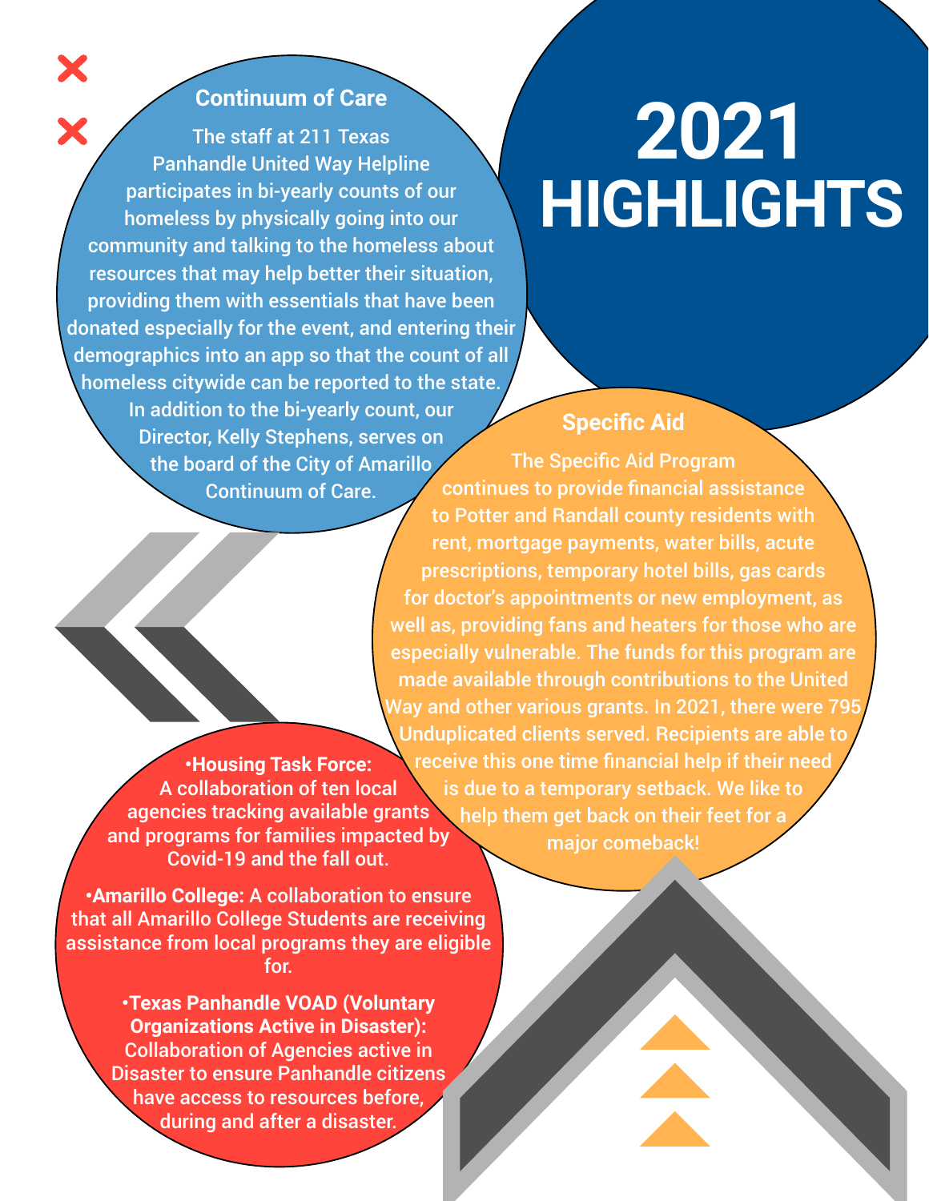# 2021 HIGHLIGHTS

## Continuum of Care

The staff at 211 Texas Panhandle United Way Helpline participates in bi-yearly counts of our homeless by physically going into our community and talking to the homeless about resources that may help better their situation, providing them with essentials that have been donated especially for the event, and entering their demographics into an app so that the count of all homeless citywide can be reported to the state. In addition to the bi-yearly count, our Director, Kelly Stephens, serves on the board of the City of Amarillo Continuum of Care.

## Specific Aid

The Specific Aid Program continues to provide financial assistance to Potter and Randall county residents with rent, mortgage payments, water bills, acute prescriptions, temporary hotel bills, gas cards for doctor's appointments or new employment, as well as, providing fans and heaters for those who are especially vulnerable. The funds for this program are made available through contributions to the United Way and other various grants. In 2021, there were 795 Unduplicated clients served. Recipients are able to receive this one time financial help if their need is due to a temporary setback. We like to help them get back on their feet for a major comeback!

- **Housing Task Force:** A collaboration of ten local agencies tracking available grants and programs for families impacted by Covid-19 and the fall out.
- **Amarillo College:** A collaboration to ensure that all Amarillo College Students are receiving assistance from local programs they are eligible for.
- **Texas Panhandle VOAD (Voluntary Organizations Active in Disaster):** Collaboration of Agencies active in Disaster to ensure Panhandle citizens have access to resources before, during and after a disaster.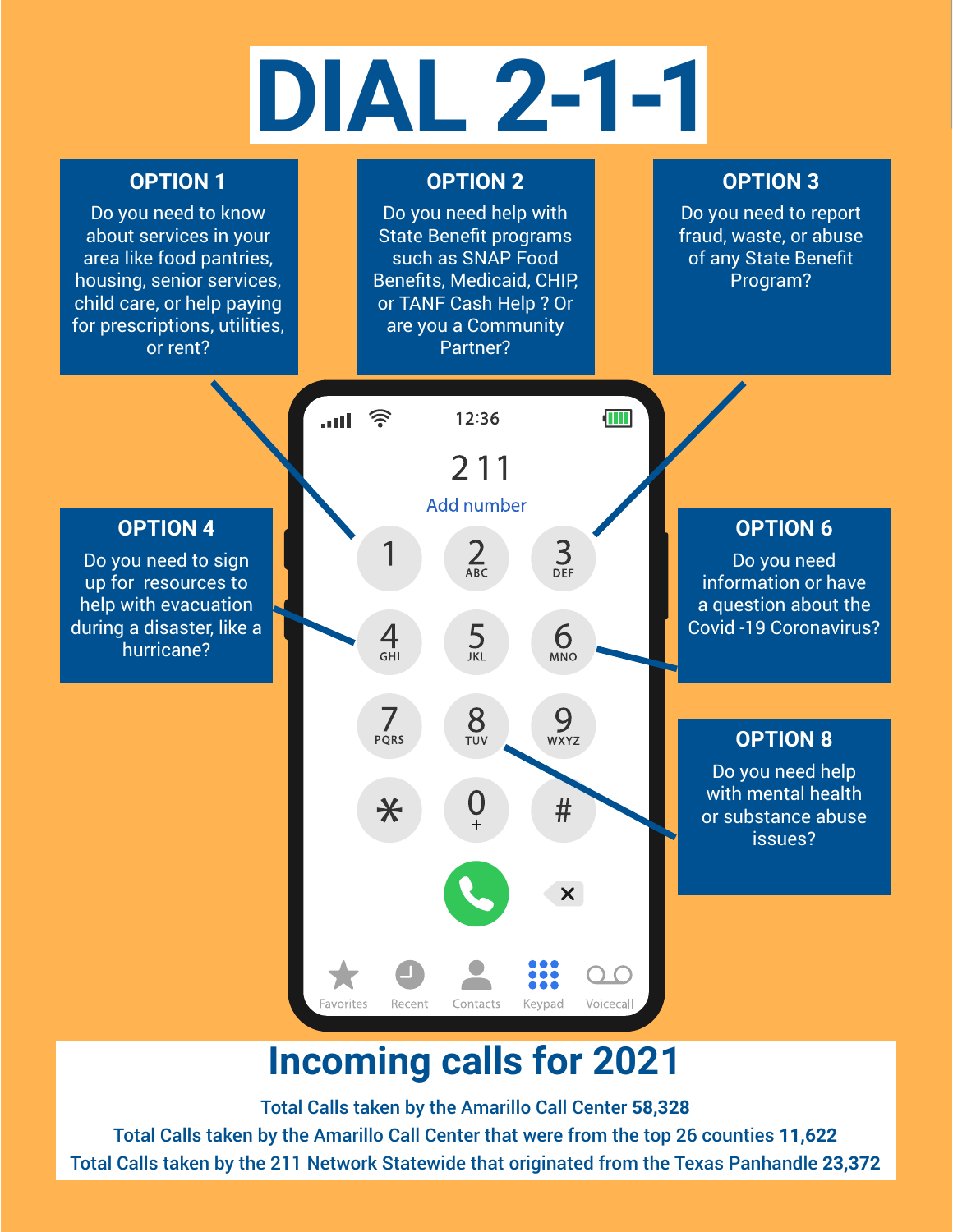# DIAL 2-1-1

### OPTION 1

Do you need to know about services in your area like food pantries, housing, senior services, child care, or help paying for prescriptions, utilities, or rent?

### OPTION 2

Do you need help with State Benefit programs such as SNAP Food Benefits, Medicaid, CHIP, or TANF Cash Help ? Or are you a Community Partner?

### OPTION 3

Do you need to report fraud, waste, or abuse of any State Benefit Program?

### OPTION 4

Do you need to sign up for resources to help with evacuation during a disaster, like a hurricane?

### OPTION 6

Do you need information or have a question about the Covid -19 Coronavirus?

### OPTION 8

Do you need help with mental health or substance abuse issues?

## Incoming calls for 2021

Total Calls taken by the Amarillo Call Center **58,328**

Total Calls taken by the Amarillo Call Center that were from the top 26 counties **11,622**

Total Calls taken by the 211 Network Statewide that originated from the Texas Panhandle **23,372**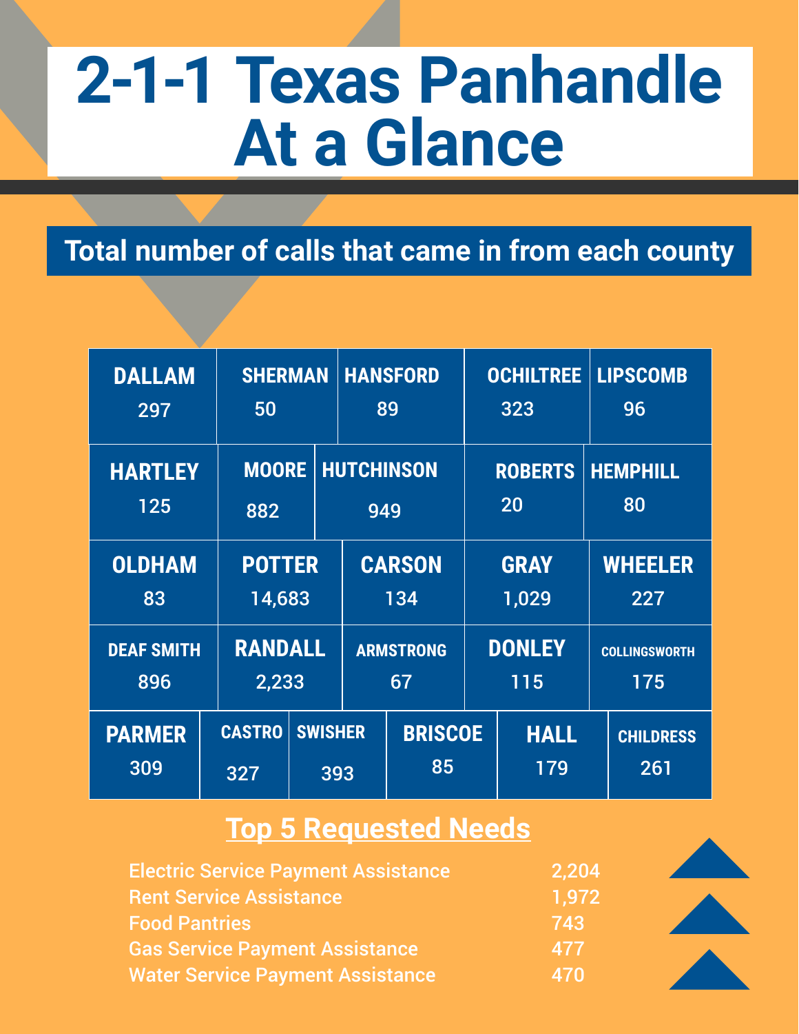# 2-1-1 Texas Panhandle At a Glance

## Total number of calls that came in from each county

| County | Calls |
|---|---|
| DALLAM | 297 |
| SHERMAN | 50 |
| HANSFORD | 89 |
| OCHILTREE | 323 |
| LIPSCOMB | 96 |
| HARTLEY | 125 |
| MOORE | 882 |
| HUTCHINSON | 949 |
| ROBERTS | 20 |
| HEMPHILL | 80 |
| OLDHAM | 83 |
| POTTER | 14,683 |
| CARSON | 134 |
| GRAY | 1,029 |
| WHEELER | 227 |
| DEAF SMITH | 896 |
| RANDALL | 2,233 |
| ARMSTRONG | 67 |
| DONLEY | 115 |
| COLLINGSWORTH | 175 |
| PARMER | 309 |
| CASTRO | 327 |
| SWISHER | 393 |
| BRISCOE | 85 |
| HALL | 179 |
| CHILDRESS | 261 |

## Top 5 Requested Needs

| Need | Requests |
|---|---|
| Electric Service Payment Assistance | 2,204 |
| Rent Service Assistance | 1,972 |
| Food Pantries | 743 |
| Gas Service Payment Assistance | 477 |
| Water Service Payment Assistance | 470 |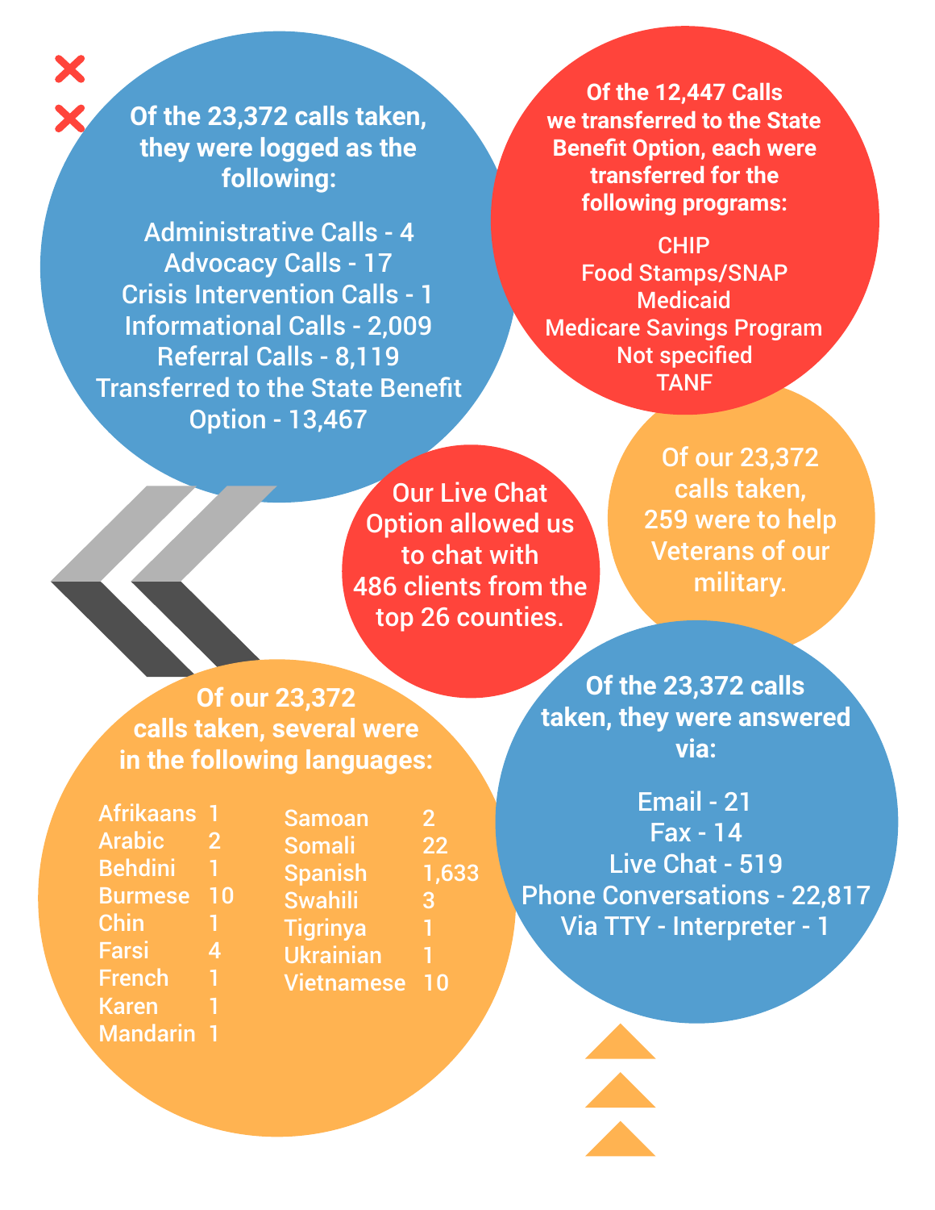**Of the 23,372 calls taken, they were logged as the following:**

Administrative Calls - 4
Advocacy Calls - 17
Crisis Intervention Calls - 1
Informational Calls - 2,009
Referral Calls - 8,119
Transferred to the State Benefit Option - 13,467

**Of the 12,447 Calls we transferred to the State Benefit Option, each were transferred for the following programs:**

CHIP
Food Stamps/SNAP
Medicaid
Medicare Savings Program
Not specified
TANF

Of our 23,372 calls taken, 259 were to help Veterans of our military.

Our Live Chat Option allowed us to chat with 486 clients from the top 26 counties.

**Of our 23,372 calls taken, several were in the following languages:**

| Language | Calls |
| --- | --- |
| Afrikaans | 1 |
| Arabic | 2 |
| Behdini | 1 |
| Burmese | 10 |
| Chin | 1 |
| Farsi | 4 |
| French | 1 |
| Karen | 1 |
| Mandarin | 1 |
| Samoan | 2 |
| Somali | 22 |
| Spanish | 1,633 |
| Swahili | 3 |
| Tigrinya | 1 |
| Ukrainian | 1 |
| Vietnamese | 10 |

**Of the 23,372 calls taken, they were answered via:**

Email - 21
Fax - 14
Live Chat - 519
Phone Conversations - 22,817
Via TTY - Interpreter - 1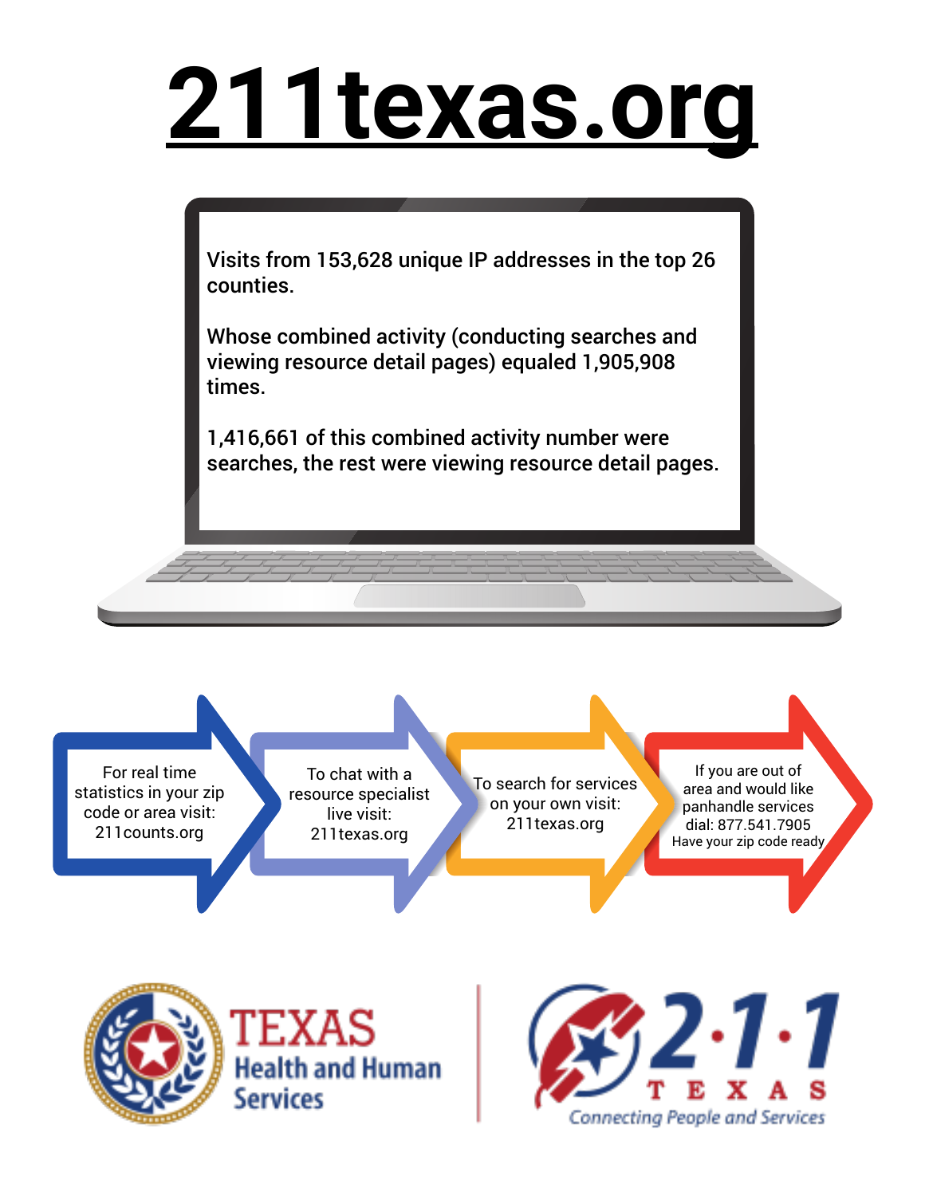# 211texas.org

Visits from 153,628 unique IP addresses in the top 26 counties.

Whose combined activity (conducting searches and viewing resource detail pages) equaled 1,905,908 times.

1,416,661 of this combined activity number were searches, the rest were viewing resource detail pages.

For real time statistics in your zip code or area visit: 211counts.org

To chat with a resource specialist live visit: 211texas.org

To search for services on your own visit: 211texas.org

If you are out of area and would like panhandle services dial: 877.541.7905
Have your zip code ready

TEXAS Health and Human Services

2·1·1 TEXAS
Connecting People and Services